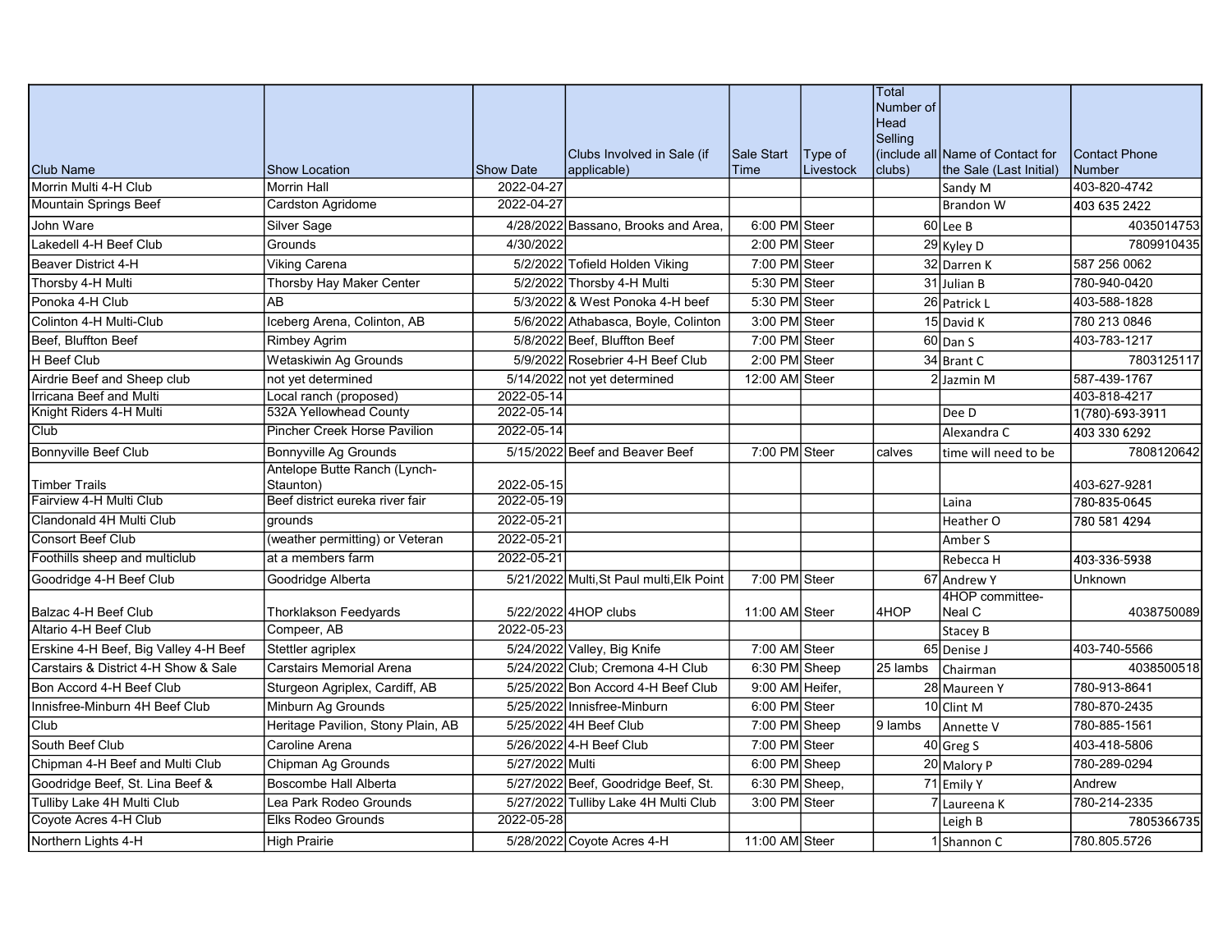| Club Name | Show Location | Show Date | Clubs Involved in Sale (if applicable) | Sale Start Time | Type of Livestock | Total Number of Head Selling (include all clubs) | Name of Contact for the Sale (Last Initial) | Contact Phone Number |
|---|---|---|---|---|---|---|---|---|
| Morrin Multi 4-H Club | Morrin Hall | 2022-04-27 | | | | | Sandy M | 403-820-4742 |
| Mountain Springs Beef | Cardston Agridome | 2022-04-27 | | | | | Brandon W | 403 635 2422 |
| John Ware | Silver Sage | 4/28/2022 | Bassano, Brooks and Area, | 6:00 PM | Steer | 60 | Lee B | 4035014753 |
| Lakedell 4-H Beef Club | Grounds | 4/30/2022 | | 2:00 PM | Steer | 29 | Kyley D | 7809910435 |
| Beaver District 4-H | Viking Carena | 5/2/2022 | Tofield Holden Viking | 7:00 PM | Steer | 32 | Darren K | 587 256 0062 |
| Thorsby 4-H Multi | Thorsby Hay Maker Center | 5/2/2022 | Thorsby 4-H Multi | 5:30 PM | Steer | 31 | Julian B | 780-940-0420 |
| Ponoka 4-H Club | AB | 5/3/2022 | & West Ponoka 4-H beef | 5:30 PM | Steer | 26 | Patrick L | 403-588-1828 |
| Colinton 4-H Multi-Club | Iceberg Arena, Colinton, AB | 5/6/2022 | Athabasca, Boyle, Colinton | 3:00 PM | Steer | 15 | David K | 780 213 0846 |
| Beef, Bluffton Beef | Rimbey Agrim | 5/8/2022 | Beef, Bluffton Beef | 7:00 PM | Steer | 60 | Dan S | 403-783-1217 |
| H Beef Club | Wetaskiwin Ag Grounds | 5/9/2022 | Rosebrier 4-H Beef Club | 2:00 PM | Steer | 34 | Brant C | 7803125117 |
| Airdrie Beef and Sheep club | not yet determined | 5/14/2022 | not yet determined | 12:00 AM | Steer | 2 | Jazmin M | 587-439-1767 |
| Irricana Beef and Multi | Local ranch (proposed) | 2022-05-14 | | | | | | 403-818-4217 |
| Knight Riders 4-H Multi | 532A Yellowhead County | 2022-05-14 | | | | | Dee D | 1(780)-693-3911 |
| Club | Pincher Creek Horse Pavilion | 2022-05-14 | | | | | Alexandra C | 403 330 6292 |
| Bonnyville Beef Club | Bonnyville Ag Grounds | 5/15/2022 | Beef and Beaver Beef | 7:00 PM | Steer | calves | time will need to be | 7808120642 |
| Timber Trails | Antelope Butte Ranch (Lynch-Staunton) | 2022-05-15 | | | | | | 403-627-9281 |
| Fairview 4-H Multi Club | Beef district eureka river fair | 2022-05-19 | | | | | Laina | 780-835-0645 |
| Clandonald 4H Multi Club | grounds | 2022-05-21 | | | | | Heather O | 780 581 4294 |
| Consort Beef Club | (weather permitting) or Veteran | 2022-05-21 | | | | | Amber S | |
| Foothills sheep and multiclub | at a members farm | 2022-05-21 | | | | | Rebecca H | 403-336-5938 |
| Goodridge 4-H Beef Club | Goodridge Alberta | 5/21/2022 | Multi,St Paul multi,Elk Point | 7:00 PM | Steer | 67 | Andrew Y | Unknown |
| Balzac 4-H Beef Club | Thorklakson Feedyards | 5/22/2022 | 4HOP clubs | 11:00 AM | Steer | 4HOP | 4HOP committee-Neal C | 4038750089 |
| Altario 4-H Beef Club | Compeer, AB | 2022-05-23 | | | | | Stacey B | |
| Erskine 4-H Beef, Big Valley 4-H Beef | Stettler agriplex | 5/24/2022 | Valley, Big Knife | 7:00 AM | Steer | 65 | Denise J | 403-740-5566 |
| Carstairs & District 4-H Show & Sale | Carstairs Memorial Arena | 5/24/2022 | Club; Cremona 4-H Club | 6:30 PM | Sheep | 25 lambs | Chairman | 4038500518 |
| Bon Accord 4-H Beef Club | Sturgeon Agriplex, Cardiff, AB | 5/25/2022 | Bon Accord 4-H Beef Club | 9:00 AM | Heifer, | 28 | Maureen Y | 780-913-8641 |
| Innisfree-Minburn 4H Beef Club | Minburn Ag Grounds | 5/25/2022 | Innisfree-Minburn | 6:00 PM | Steer | 10 | Clint M | 780-870-2435 |
| Club | Heritage Pavilion, Stony Plain, AB | 5/25/2022 | 4H Beef Club | 7:00 PM | Sheep | 9 lambs | Annette V | 780-885-1561 |
| South Beef Club | Caroline Arena | 5/26/2022 | 4-H Beef Club | 7:00 PM | Steer | 40 | Greg S | 403-418-5806 |
| Chipman 4-H Beef and Multi Club | Chipman Ag Grounds | 5/27/2022 | Multi | 6:00 PM | Sheep | 20 | Malory P | 780-289-0294 |
| Goodridge Beef, St. Lina Beef & | Boscombe Hall Alberta | 5/27/2022 | Beef, Goodridge Beef, St. | 6:30 PM | Sheep, | 71 | Emily Y | Andrew |
| Tulliby Lake 4H Multi Club | Lea Park Rodeo Grounds | 5/27/2022 | Tulliby Lake 4H Multi Club | 3:00 PM | Steer | 7 | Laureena K | 780-214-2335 |
| Coyote Acres 4-H Club | Elks Rodeo Grounds | 2022-05-28 | | | | | Leigh B | 7805366735 |
| Northern Lights 4-H | High Prairie | 5/28/2022 | Coyote Acres 4-H | 11:00 AM | Steer | 1 | Shannon C | 780.805.5726 |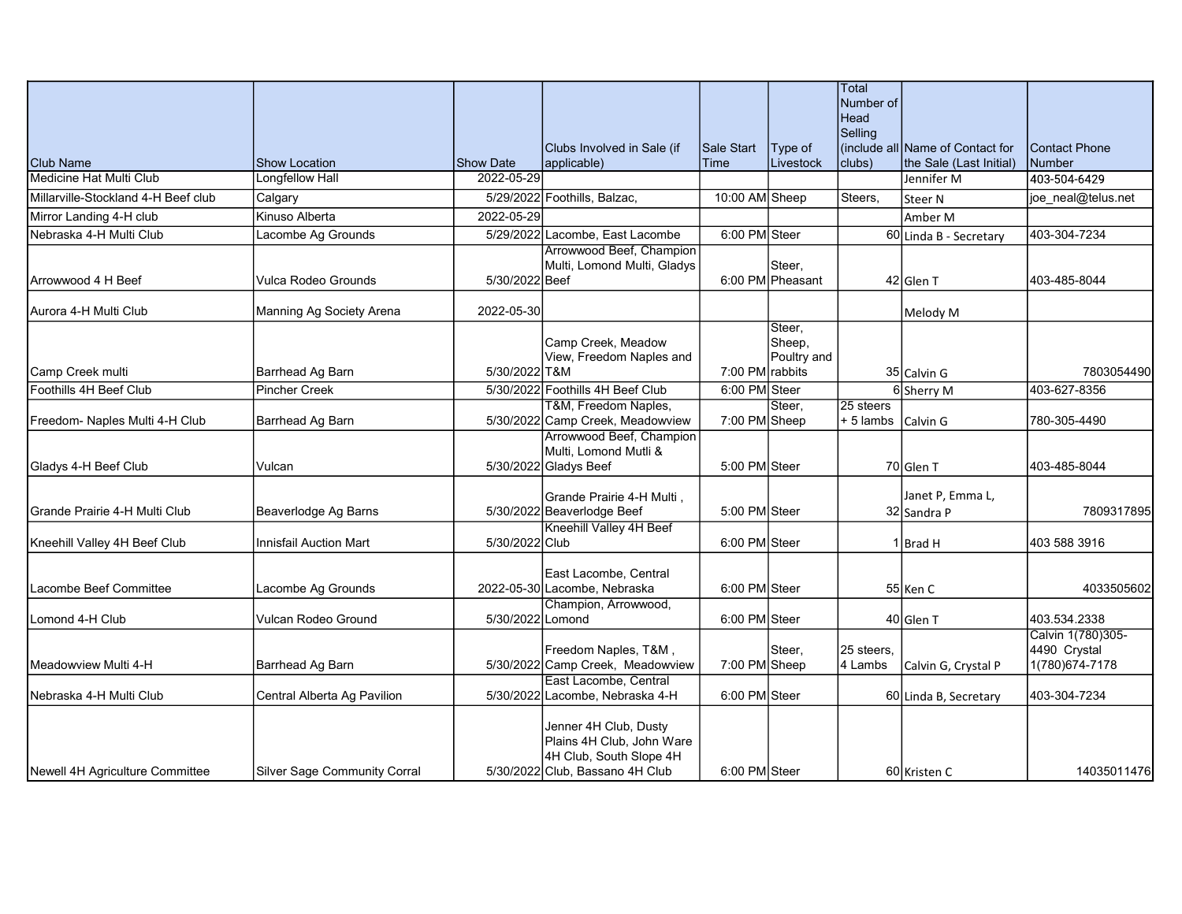| Club Name | Show Location | Show Date | Clubs Involved in Sale (if applicable) | Sale Start Time | Type of Livestock | Total Number of Head Selling (include all clubs) | Name of Contact for the Sale (Last Initial) | Contact Phone Number |
|---|---|---|---|---|---|---|---|---|
| Medicine Hat Multi Club | Longfellow Hall | 2022-05-29 | | | | | Jennifer M | 403-504-6429 |
| Millarville-Stockland 4-H Beef club | Calgary | 5/29/2022 | Foothills, Balzac, | 10:00 AM | Sheep | Steers, | Steer N | joe_neal@telus.net |
| Mirror Landing 4-H club | Kinuso Alberta | 2022-05-29 | | | | | Amber M | |
| Nebraska 4-H Multi Club | Lacombe Ag Grounds | 5/29/2022 | Lacombe, East Lacombe | 6:00 PM | Steer | 60 | Linda B - Secretary | 403-304-7234 |
| Arrowwood 4 H Beef | Vulca Rodeo Grounds | 5/30/2022 | Arrowwood Beef, Champion Multi, Lomond Multi, Gladys Beef | 6:00 PM | Steer, Pheasant | 42 | Glen T | 403-485-8044 |
| Aurora 4-H Multi Club | Manning Ag Society Arena | 2022-05-30 | | | | | Melody M | |
| Camp Creek multi | Barrhead Ag Barn | 5/30/2022 | Camp Creek, Meadow View, Freedom Naples and T&M | 7:00 PM | Steer, Sheep, Poultry and rabbits | 35 | Calvin G | 7803054490 |
| Foothills 4H Beef Club | Pincher Creek | 5/30/2022 | Foothills 4H Beef Club | 6:00 PM | Steer | 6 | Sherry M | 403-627-8356 |
| Freedom- Naples Multi 4-H Club | Barrhead Ag Barn | 5/30/2022 | T&M, Freedom Naples, Camp Creek, Meadowview | 7:00 PM | Steer, Sheep | 25 steers + 5 lambs | Calvin G | 780-305-4490 |
| Gladys 4-H Beef Club | Vulcan | 5/30/2022 | Arrowwood Beef, Champion Multi, Lomond Mutli & Gladys Beef | 5:00 PM | Steer | 70 | Glen T | 403-485-8044 |
| Grande Prairie 4-H Multi Club | Beaverlodge Ag Barns | 5/30/2022 | Grande Prairie 4-H Multi , Beaverlodge Beef | 5:00 PM | Steer | 32 | Janet P, Emma L, Sandra P | 7809317895 |
| Kneehill Valley 4H Beef Club | Innisfail Auction Mart | 5/30/2022 | Kneehill Valley 4H Beef Club | 6:00 PM | Steer | 1 | Brad H | 403 588 3916 |
| Lacombe Beef Committee | Lacombe Ag Grounds | 2022-05-30 | East Lacombe, Central Lacombe, Nebraska | 6:00 PM | Steer | 55 | Ken C | 4033505602 |
| Lomond 4-H Club | Vulcan Rodeo Ground | 5/30/2022 | Champion, Arrowwood, Lomond | 6:00 PM | Steer | 40 | Glen T | 403.534.2338 |
| Meadowview Multi 4-H | Barrhead Ag Barn | 5/30/2022 | Freedom Naples, T&M , Camp Creek, Meadowview | 7:00 PM | Steer, Sheep | 25 steers, 4 Lambs | Calvin G, Crystal P | Calvin 1(780)305-4490 Crystal 1(780)674-7178 |
| Nebraska 4-H Multi Club | Central Alberta Ag Pavilion | 5/30/2022 | East Lacombe, Central Lacombe, Nebraska 4-H | 6:00 PM | Steer | 60 | Linda B, Secretary | 403-304-7234 |
| Newell 4H Agriculture Committee | Silver Sage Community Corral | 5/30/2022 | Jenner 4H Club, Dusty Plains 4H Club, John Ware 4H Club, South Slope 4H Club, Bassano 4H Club | 6:00 PM | Steer | 60 | Kristen C | 14035011476 |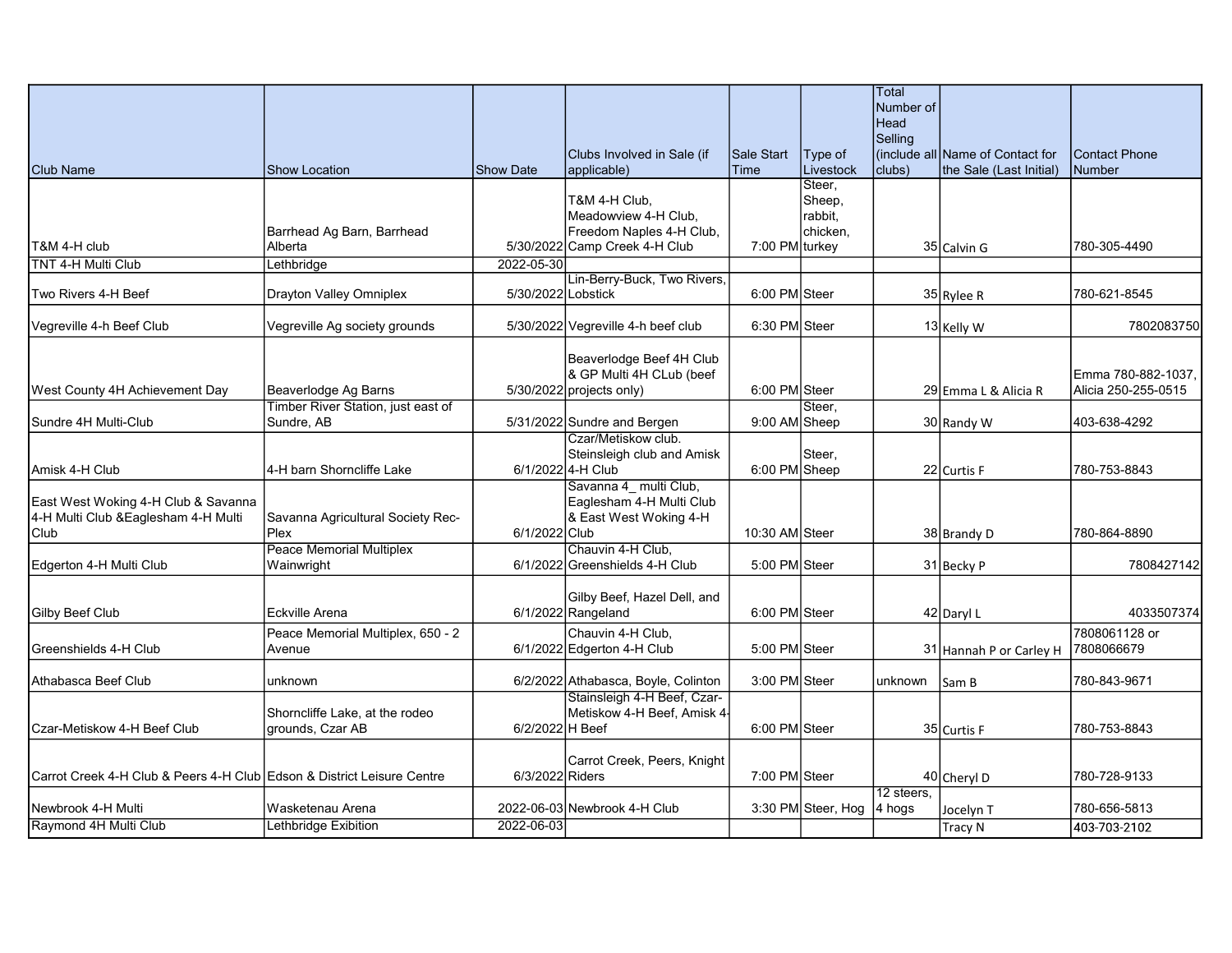| Club Name | Show Location | Show Date | Clubs Involved in Sale (if applicable) | Sale Start Time | Type of Livestock | Total Number of Head Selling (include all clubs) | Name of Contact for the Sale (Last Initial) | Contact Phone Number |
|---|---|---|---|---|---|---|---|---|
| T&M 4-H club | Barrhead Ag Barn, Barrhead Alberta | 5/30/2022 | T&M 4-H Club, Meadowview 4-H Club, Freedom Naples 4-H Club, Camp Creek 4-H Club | 7:00 PM | Steer, Sheep, rabbit, chicken, turkey | 35 | Calvin G | 780-305-4490 |
| TNT 4-H Multi Club | Lethbridge | 2022-05-30 | | | | | | |
| Two Rivers 4-H Beef | Drayton Valley Omniplex | 5/30/2022 | Lin-Berry-Buck, Two Rivers, Lobstick | 6:00 PM | Steer | 35 | Rylee R | 780-621-8545 |
| Vegreville 4-h Beef Club | Vegreville Ag society grounds | 5/30/2022 | Vegreville 4-h beef club | 6:30 PM | Steer | 13 | Kelly W | 7802083750 |
| West County 4H Achievement Day | Beaverlodge Ag Barns | 5/30/2022 | Beaverlodge Beef 4H Club & GP Multi 4H CLub (beef projects only) | 6:00 PM | Steer | 29 | Emma L & Alicia R | Emma 780-882-1037, Alicia 250-255-0515 |
| Sundre 4H Multi-Club | Timber River Station, just east of Sundre, AB | 5/31/2022 | Sundre and Bergen | 9:00 AM | Steer, Sheep | 30 | Randy W | 403-638-4292 |
| Amisk 4-H Club | 4-H barn Shorncliffe Lake | 6/1/2022 | Czar/Metiskow club. Steinsleigh club and Amisk 4-H Club | 6:00 PM | Steer, Sheep | 22 | Curtis F | 780-753-8843 |
| East West Woking 4-H Club & Savanna 4-H Multi Club &Eaglesham 4-H Multi Club | Savanna Agricultural Society Rec-Plex | 6/1/2022 | Savanna 4_ multi Club, Eaglesham 4-H Multi Club & East West Woking 4-H Club | 10:30 AM | Steer | 38 | Brandy D | 780-864-8890 |
| Edgerton 4-H Multi Club | Peace Memorial Multiplex Wainwright | 6/1/2022 | Chauvin 4-H Club, Greenshields 4-H Club | 5:00 PM | Steer | 31 | Becky P | 7808427142 |
| Gilby Beef Club | Eckville Arena | 6/1/2022 | Gilby Beef, Hazel Dell, and Rangeland | 6:00 PM | Steer | 42 | Daryl L | 4033507374 |
| Greenshields 4-H Club | Peace Memorial Multiplex, 650 - 2 Avenue | 6/1/2022 | Chauvin 4-H Club, Edgerton 4-H Club | 5:00 PM | Steer | 31 | Hannah P or Carley H | 7808061128 or 7808066679 |
| Athabasca Beef Club | unknown | 6/2/2022 | Athabasca, Boyle, Colinton | 3:00 PM | Steer | unknown | Sam B | 780-843-9671 |
| Czar-Metiskow 4-H Beef Club | Shorncliffe Lake, at the rodeo grounds, Czar AB | 6/2/2022 | Stainsleigh 4-H Beef, Czar-Metiskow 4-H Beef, Amisk 4-H Beef | 6:00 PM | Steer | 35 | Curtis F | 780-753-8843 |
| Carrot Creek 4-H Club & Peers 4-H Club | Edson & District Leisure Centre | 6/3/2022 | Carrot Creek, Peers, Knight Riders | 7:00 PM | Steer | 40 | Cheryl D | 780-728-9133 |
| Newbrook 4-H Multi | Wasketenau Arena | 2022-06-03 | Newbrook 4-H Club | 3:30 PM | Steer, Hog | 12 steers, 4 hogs | Jocelyn T | 780-656-5813 |
| Raymond 4H Multi Club | Lethbridge Exibition | 2022-06-03 | | | | | Tracy N | 403-703-2102 |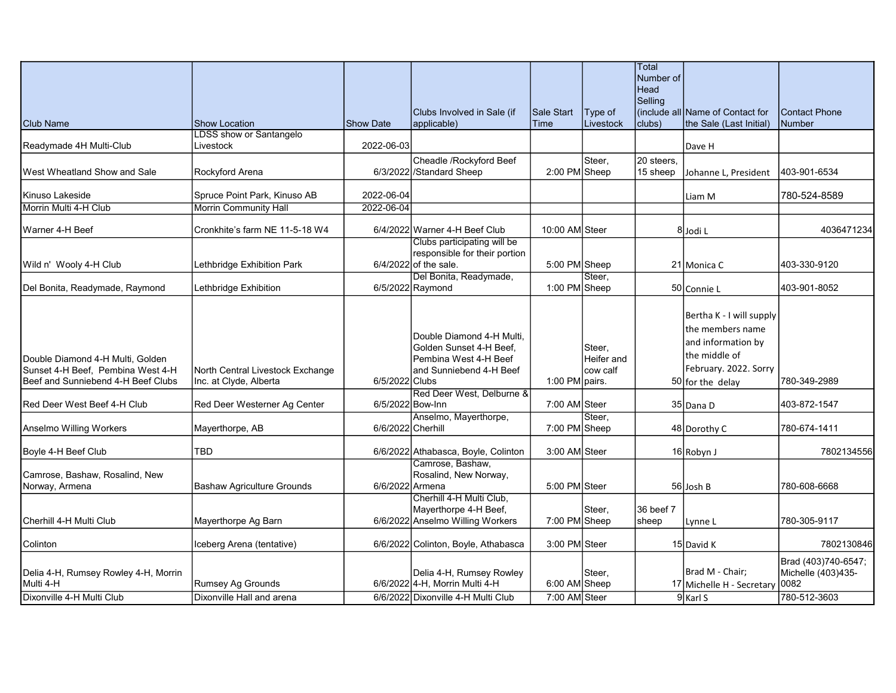| Club Name | Show Location | Show Date | Clubs Involved in Sale (if applicable) | Sale Start Time | Type of Livestock | Total Number of Head Selling (include all clubs) | Name of Contact for the Sale (Last Initial) | Contact Phone Number |
|---|---|---|---|---|---|---|---|---|
| Readymade 4H Multi-Club | LDSS show or Santangelo Livestock | 2022-06-03 | | | | | Dave H | |
| West Wheatland Show and Sale | Rockyford Arena | 6/3/2022 | Cheadle /Rockyford Beef /Standard Sheep | 2:00 PM | Steer, Sheep | 20 steers, 15 sheep | Johanne L, President | 403-901-6534 |
| Kinuso Lakeside | Spruce Point Park, Kinuso AB | 2022-06-04 | | | | | Liam M | 780-524-8589 |
| Morrin Multi 4-H Club | Morrin Community Hall | 2022-06-04 | | | | | | |
| Warner 4-H Beef | Cronkhite's farm NE 11-5-18 W4 | 6/4/2022 | Warner 4-H Beef Club | 10:00 AM | Steer | 8 | Jodi L | 4036471234 |
| Wild n' Wooly 4-H Club | Lethbridge Exhibition Park | 6/4/2022 | Clubs participating will be responsible for their portion of the sale. | 5:00 PM | Sheep | 21 | Monica C | 403-330-9120 |
| Del Bonita, Readymade, Raymond | Lethbridge Exhibition | 6/5/2022 | Del Bonita, Readymade, Raymond | 1:00 PM | Steer, Sheep | 50 | Connie L | 403-901-8052 |
| Double Diamond 4-H Multi, Golden Sunset 4-H Beef, Pembina West 4-H Beef and Sunniebend 4-H Beef Clubs | North Central Livestock Exchange Inc. at Clyde, Alberta | 6/5/2022 | Double Diamond 4-H Multi, Golden Sunset 4-H Beef, Pembina West 4-H Beef and Sunniebend 4-H Beef Clubs | 1:00 PM | Steer, Heifer and cow calf pairs. | 50 | Bertha K - I will supply the members name and information by the middle of February. 2022. Sorry for the delay | 780-349-2989 |
| Red Deer West Beef 4-H Club | Red Deer Westerner Ag Center | 6/5/2022 | Red Deer West, Delburne & Bow-Inn | 7:00 AM | Steer | 35 | Dana D | 403-872-1547 |
| Anselmo Willing Workers | Mayerthorpe, AB | 6/6/2022 | Anselmo, Mayerthorpe, Cherhill | 7:00 PM | Steer, Sheep | 48 | Dorothy C | 780-674-1411 |
| Boyle 4-H Beef Club | TBD | 6/6/2022 | Athabasca, Boyle, Colinton | 3:00 AM | Steer | 16 | Robyn J | 7802134556 |
| Camrose, Bashaw, Rosalind, New Norway, Armena | Bashaw Agriculture Grounds | 6/6/2022 | Camrose, Bashaw, Rosalind, New Norway, Armena | 5:00 PM | Steer | 56 | Josh B | 780-608-6668 |
| Cherhill 4-H Multi Club | Mayerthorpe Ag Barn | 6/6/2022 | Cherhill 4-H Multi Club, Mayerthorpe 4-H Beef, Anselmo Willing Workers | 7:00 PM | Steer, Sheep | 36 beef 7 sheep | Lynne L | 780-305-9117 |
| Colinton | Iceberg Arena (tentative) | 6/6/2022 | Colinton, Boyle, Athabasca | 3:00 PM | Steer | 15 | David K | 7802130846 |
| Delia 4-H, Rumsey Rowley 4-H, Morrin Multi 4-H | Rumsey Ag Grounds | 6/6/2022 | Delia 4-H, Rumsey Rowley 4-H, Morrin Multi 4-H | 6:00 AM | Steer, Sheep | 17 | Brad M - Chair; Michelle H - Secretary | Brad (403)740-6547; Michelle (403)435-0082 |
| Dixonville 4-H Multi Club | Dixonville Hall and arena | 6/6/2022 | Dixonville 4-H Multi Club | 7:00 AM | Steer | 9 | Karl S | 780-512-3603 |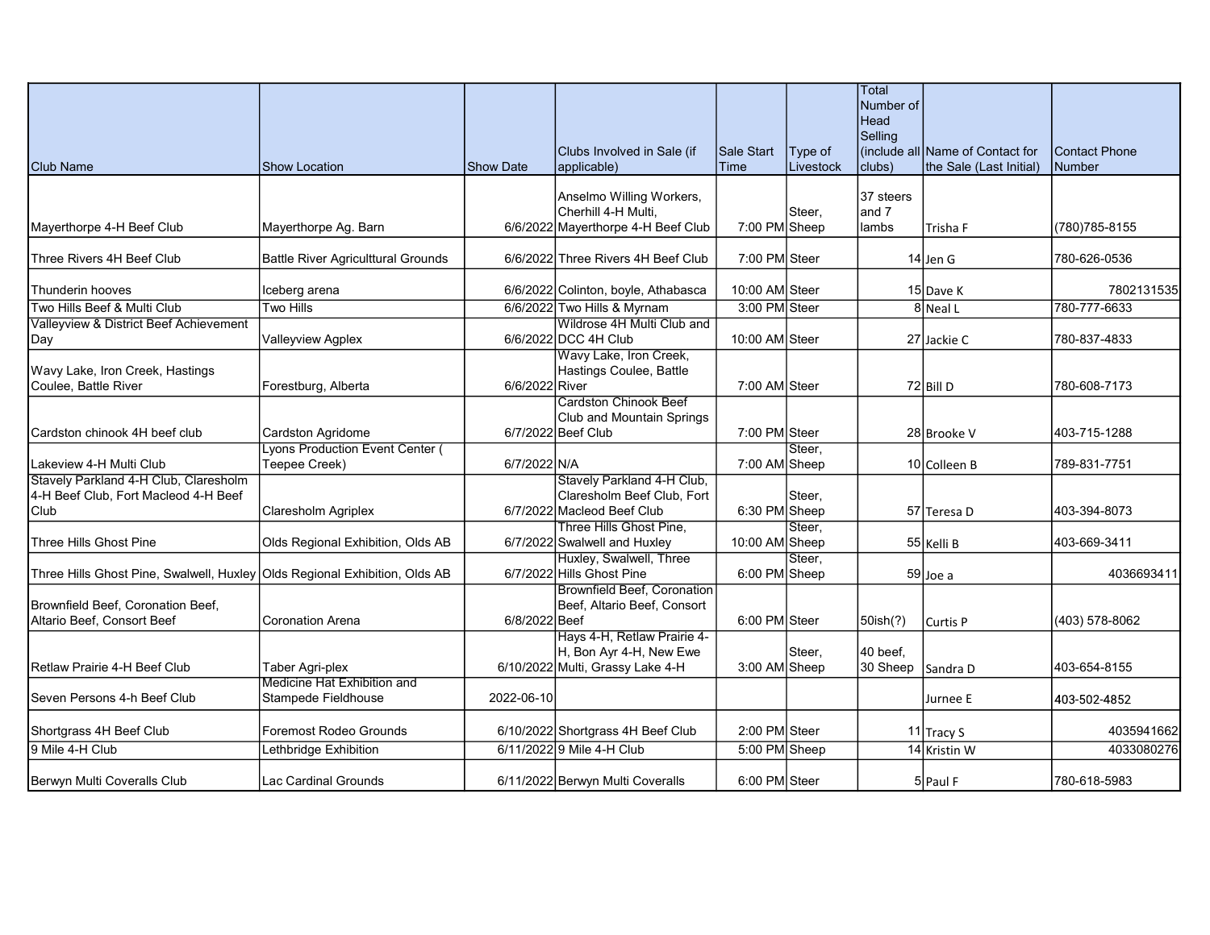| Club Name | Show Location | Show Date | Clubs Involved in Sale (if applicable) | Sale Start Time | Type of Livestock | Total Number of Head Selling (include all clubs) | Name of Contact for the Sale (Last Initial) | Contact Phone Number |
|---|---|---|---|---|---|---|---|---|
| Mayerthorpe 4-H Beef Club | Mayerthorpe Ag. Barn | 6/6/2022 | Anselmo Willing Workers, Cherhill 4-H Multi, Mayerthorpe 4-H Beef Club | 7:00 PM | Steer, Sheep | 37 steers and 7 lambs | Trisha F | (780)785-8155 |
| Three Rivers 4H Beef Club | Battle River Agriculttural Grounds | 6/6/2022 | Three Rivers 4H Beef Club | 7:00 PM | Steer | 14 | Jen G | 780-626-0536 |
| Thunderin hooves | Iceberg arena | 6/6/2022 | Colinton, boyle, Athabasca | 10:00 AM | Steer | 15 | Dave K | 7802131535 |
| Two Hills Beef & Multi Club | Two Hills | 6/6/2022 | Two Hills & Myrnam | 3:00 PM | Steer | 8 | Neal L | 780-777-6633 |
| Valleyview & District Beef Achievement Day | Valleyview Agplex | 6/6/2022 | Wildrose 4H Multi Club and DCC 4H Club | 10:00 AM | Steer | 27 | Jackie C | 780-837-4833 |
| Wavy Lake, Iron Creek, Hastings Coulee, Battle River | Forestburg, Alberta | 6/6/2022 | Wavy Lake, Iron Creek, Hastings Coulee, Battle River | 7:00 AM | Steer | 72 | Bill D | 780-608-7173 |
| Cardston chinook 4H beef club | Cardston Agridome | 6/7/2022 | Cardston Chinook Beef Club and Mountain Springs Beef Club | 7:00 PM | Steer | 28 | Brooke V | 403-715-1288 |
| Lakeview 4-H Multi Club | Lyons Production Event Center ( Teepee Creek) | 6/7/2022 | N/A | 7:00 AM | Steer, Sheep | 10 | Colleen B | 789-831-7751 |
| Stavely Parkland 4-H Club, Claresholm 4-H Beef Club, Fort Macleod 4-H Beef Club | Claresholm Agriplex | 6/7/2022 | Stavely Parkland 4-H Club, Claresholm Beef Club, Fort Macleod Beef Club | 6:30 PM | Steer, Sheep | 57 | Teresa D | 403-394-8073 |
| Three Hills Ghost Pine | Olds Regional Exhibition, Olds AB | 6/7/2022 | Three Hills Ghost Pine, Swalwell and Huxley | 10:00 AM | Steer, Sheep | 55 | Kelli B | 403-669-3411 |
| Three Hills Ghost Pine, Swalwell, Huxley | Olds Regional Exhibition, Olds AB | 6/7/2022 | Huxley, Swalwell, Three Hills Ghost Pine | 6:00 PM | Steer, Sheep | 59 | Joe a | 4036693411 |
| Brownfield Beef, Coronation Beef, Altario Beef, Consort Beef | Coronation Arena | 6/8/2022 | Brownfield Beef, Coronation Beef, Altario Beef, Consort Beef | 6:00 PM | Steer | 50ish(?) | Curtis P | (403) 578-8062 |
| Retlaw Prairie 4-H Beef Club | Taber Agri-plex | 6/10/2022 | Hays 4-H, Retlaw Prairie 4-H, Bon Ayr 4-H, New Ewe Multi, Grassy Lake 4-H | 3:00 AM | Steer, Sheep | 40 beef, 30 Sheep | Sandra D | 403-654-8155 |
| Seven Persons 4-h Beef Club | Medicine Hat Exhibition and Stampede Fieldhouse | 2022-06-10 | | | | | Jurnee E | 403-502-4852 |
| Shortgrass 4H Beef Club | Foremost Rodeo Grounds | 6/10/2022 | Shortgrass 4H Beef Club | 2:00 PM | Steer | 11 | Tracy S | 4035941662 |
| 9 Mile 4-H Club | Lethbridge Exhibition | 6/11/2022 | 9 Mile 4-H Club | 5:00 PM | Sheep | 14 | Kristin W | 4033080276 |
| Berwyn Multi Coveralls Club | Lac Cardinal Grounds | 6/11/2022 | Berwyn Multi Coveralls | 6:00 PM | Steer | 5 | Paul F | 780-618-5983 |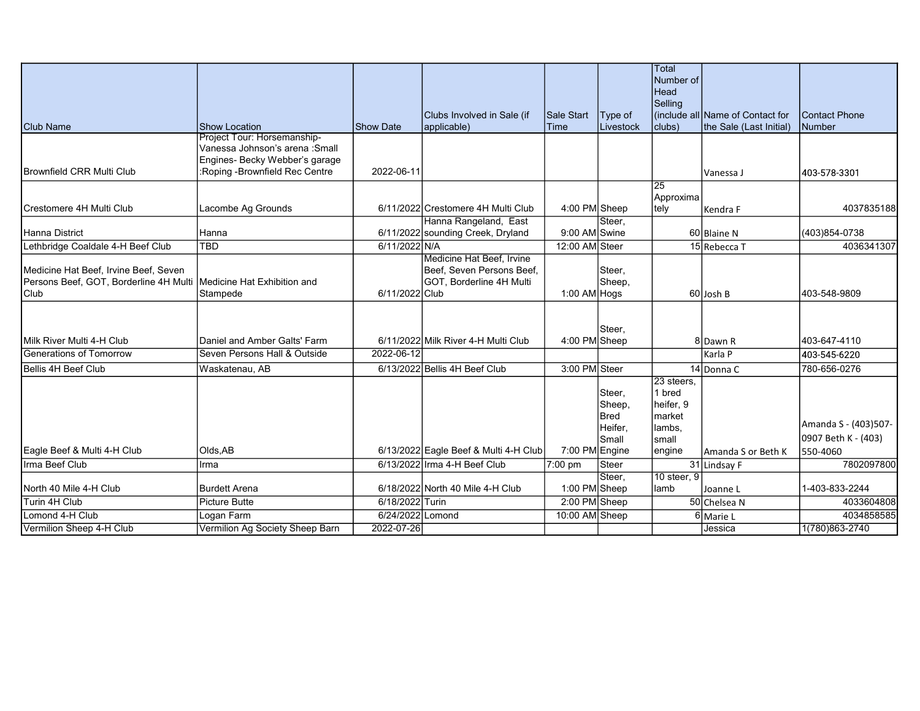| Club Name | Show Location | Show Date | Clubs Involved in Sale (if applicable) | Sale Start Time | Type of Livestock | Total Number of Head Selling (include all clubs) | Name of Contact for the Sale (Last Initial) | Contact Phone Number |
|---|---|---|---|---|---|---|---|---|
| Brownfield CRR Multi Club | Project Tour: Horsemanship- Vanessa Johnson's arena :Small Engines- Becky Webber's garage :Roping -Brownfield Rec Centre | 2022-06-11 | | | | | Vanessa J | 403-578-3301 |
| Crestomere 4H Multi Club | Lacombe Ag Grounds | 6/11/2022 | Crestomere 4H Multi Club | 4:00 PM | Sheep | 25 Approximately | Kendra F | 4037835188 |
| Hanna District | Hanna | 6/11/2022 | Hanna Rangeland, East sounding Creek, Dryland | 9:00 AM | Steer, Swine | 60 | Blaine N | (403)854-0738 |
| Lethbridge Coaldale 4-H Beef Club | TBD | 6/11/2022 | N/A | 12:00 AM | Steer | 15 | Rebecca T | 4036341307 |
| Medicine Hat Beef, Irvine Beef, Seven Persons Beef, GOT, Borderline 4H Multi Club | Medicine Hat Exhibition and Stampede | 6/11/2022 | Medicine Hat Beef, Irvine Beef, Seven Persons Beef, GOT, Borderline 4H Multi Club | 1:00 AM | Steer, Sheep, Hogs | 60 | Josh B | 403-548-9809 |
| Milk River Multi 4-H Club | Daniel and Amber Galts' Farm | 6/11/2022 | Milk River 4-H Multi Club | 4:00 PM | Steer, Sheep | 8 | Dawn R | 403-647-4110 |
| Generations of Tomorrow | Seven Persons Hall & Outside | 2022-06-12 | | | | | Karla P | 403-545-6220 |
| Bellis 4H Beef Club | Waskatenau, AB | 6/13/2022 | Bellis 4H Beef Club | 3:00 PM | Steer | 14 | Donna C | 780-656-0276 |
| Eagle Beef & Multi 4-H Club | Olds,AB | 6/13/2022 | Eagle Beef & Multi 4-H Club | 7:00 PM | Steer, Sheep, Bred Heifer, Small Engine | 23 steers, 1 bred heifer, 9 market lambs, small engine | Amanda S or Beth K | Amanda S - (403)507-0907 Beth K - (403) 550-4060 |
| Irma Beef Club | Irma | 6/13/2022 | Irma 4-H Beef Club | 7:00 pm | Steer | 31 | Lindsay F | 7802097800 |
| North 40 Mile 4-H Club | Burdett Arena | 6/18/2022 | North 40 Mile 4-H Club | 1:00 PM | Steer, Sheep | 10 steer, 9 lamb | Joanne L | 1-403-833-2244 |
| Turin 4H Club | Picture Butte | 6/18/2022 | Turin | 2:00 PM | Sheep | 50 | Chelsea N | 4033604808 |
| Lomond 4-H Club | Logan Farm | 6/24/2022 | Lomond | 10:00 AM | Sheep | 6 | Marie L | 4034858585 |
| Vermilion Sheep 4-H Club | Vermilion Ag Society Sheep Barn | 2022-07-26 | | | | | Jessica | 1(780)863-2740 |